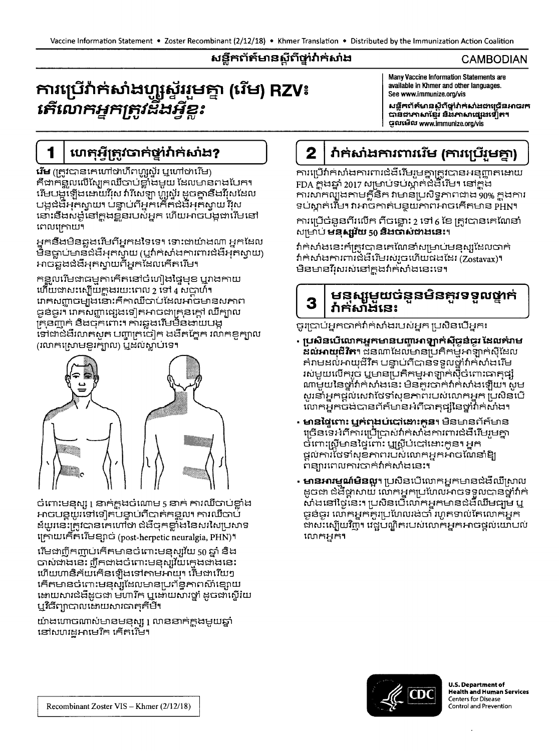# សន្លឹកព័ត៌មានស្តីពីថ្នាំវ៉ាក់សាំង

CAMBODIAN

# ការប្រើវ៉ាក់សាំងហ្សូស្ទ័ររួមគ្នា (រើម) RZV៖ *តើលោកអ្នកត្រូវដឹងអ្វីខ្លះ*

Many Vaccine Information Statements are available in Khmer and other languages. See www.immunize.org/vis

*សន្លឹកព័ត៌មានស្តីពីថ្នាំវ៉ាក់សាំងជាច្រើនអាចរកបានជាភាសាខ្មែរ និងភាសាផ្សេងទៀត។ ចូលមើល www.immunize.org/vis*

## 1 ហេតុអ្វីត្រូវចាក់ថ្នាំវ៉ាក់សាំង?

**រើម** (ត្រូវបានគេហៅថាហឺពហ្សូស្ទ័រ ឬហៅថារើម) គឺជាកន្ទួលលើស្បែកឈឺចាប់ខ្លាំងមួយ ដែលមានពងបែក។ រើមបង្កឡើងដោយវីរុស វ៉ារីសេឡា ហ្សូស្ទ័រ ដូចគ្នានឹងវីរុសដែលបង្កជំងឺអុតស្វាយ។ បន្ទាប់ពីអ្នកកើតជំងឺអុតស្វាយ វីរុសនោះនឹងសង្ងំនៅក្នុងខ្លួនរបស់អ្នក ហើយអាចបង្កជារើមនៅពេលក្រោយ។

អ្នកនឹងមិនឆ្លងរើមពីអ្នកដទៃទេ។ ទោះជាយ៉ាងណា អ្នកដែលមិនធ្លាប់មានជំងឺអុតស្វាយ (ឬវ៉ាក់សាំងការពារជំងឺអុតស្វាយ) អាចឆ្លងជំងឺអុតស្វាយពីអ្នកដែលកើតរើម។

កន្ទួលរើមជាធម្មតាកើតនៅចំហៀងផ្ទៃមុខ ឬរាងកាយ ហើយជាសះស្បើយក្នុងរយៈពេល 2 ទៅ 4 សប្តាហ៍។ រោគសញ្ញាចម្បងនោះគឺការឈឺចាប់ដែលអាចមានសភាពធ្ងន់ធ្ងរ។ រោគសញ្ញាផ្សេងទៀតអាចជាគ្រុនក្តៅ ឈឺក្បាល គ្រុនញាក់ និងចុកពោះ។ ការឆ្លងរើមមិនងាយបង្កទៅជាជំងឺរលាកសួត បញ្ហាត្រចៀក ងងឹតភ្នែក រលាកខួរក្បាល (រលាកស្រោមខួរក្បាល) ឬដល់ស្លាប់ទេ។

ចំពោះមនុស្ស 1 នាក់ក្នុងចំណោម 5 នាក់ ការឈឺចាប់ខ្លាំងអាចបន្តយូរទៅទៀតបន្ទាប់ពីបាត់កន្ទួល។ ការឈឺចាប់ដ៏យូរនេះត្រូវបានគេហៅថា ជំងឺចុកខ្លាំងនៃសរសៃប្រសាទក្រោយកើតរើមខ្សាច់ (post-herpetic neuralgia, PHN)។

រើមជាញឹកញាប់កើតមានចំពោះមនុស្សវ័យ 50 ឆ្នាំ និងចាស់ជាងនេះ ញឹកជាងចំពោះមនុស្សវ័យក្មេងជាងនេះ ហើយហានិភ័យកើនឡើងទៅតាមអាយុ។ រើមជារឿយៗកើតមានចំពោះមនុស្សដែលមានប្រព័ន្ធភាពស៊ាំខ្សោយ ដោយសារជំងឺដូចជា មហារីក ឬដោយសារថ្នាំ ដូចជាស្តេរ៉យ ឬវិធីព្យាបាលដោយសារធាតុគីមី។

យ៉ាងហោចណាស់មានមនុស្ស 1 លាននាក់ក្នុងមួយឆ្នាំនៅសហរដ្ឋអាមេរិក កើតរើម។

## 2 វ៉ាក់សាំងការពាររើម (ការប្រើរួមគ្នា)

ការប្រើវ៉ាក់សាំងការពារជំងឺរើមរួមគ្នាត្រូវបានអនុញ្ញាតដោយ FDA ក្នុងឆ្នាំ 2017 សម្រាប់ទប់ស្កាត់ជំងឺរើម។ នៅក្នុងការសាកល្បងតាមគ្លីនិក វាមានប្រសិទ្ធភាពជាង 90% ក្នុងការទប់ស្កាត់រើម។ វាអាចកាត់បន្ថយភាពអាចកើតមាន PHN។

ការប្រើចំនួនពីរលើក ពីចន្លោះ 2 ទៅ 6 ខែ ត្រូវបានគេណែនាំសម្រាប់ **មនុស្សវ័យ 50 និងចាស់ជាងនេះ**។

វ៉ាក់សាំងនេះក៏ត្រូវបានគេណែនាំសម្រាប់មនុស្សដែលចាក់វ៉ាក់សាំងការពារជំងឺរើមរស់រួចហើយផងដែរ (Zostavax)។ មិនមានវីរុសរស់នៅក្នុងវ៉ាក់សាំងនេះទេ។

## 3 មនុស្សមួយចំនួនមិនគួរទទួលថ្នាំវ៉ាក់សាំងនេះ

ចូរប្រាប់អ្នកចាក់វ៉ាក់សាំងរបស់អ្នក ប្រសិនបើអ្នក៖

- **ប្រសិនបើលោកអ្នកមានបញ្ហាអាឡាក់ស៊ីធ្ងន់ធ្ងរ ដែលគំរាមដល់អាយុជីវិត។** ជនណាដែលមានប្រតិកម្មអាឡាក់ស៊ីដែលគំរាមដល់អាយុជីវិត បន្ទាប់ពីបានទទួលថ្នាំវ៉ាក់សាំងរើមរស់មួយលើករួច ឬមានប្រតិកម្មអាឡាក់ស៊ីចំពោះធាតុផ្សំណាមួយនៃថ្នាំវ៉ាក់សាំងនេះ មិនគួរចាក់វ៉ាក់សាំងឡើយ។ សូមសួរនាំអ្នកផ្តល់សេវាថែទាំសុខភាពរបស់លោកអ្នក ប្រសិនបើលោកអ្នកចង់បានព័ត៌មានអំពីធាតុផ្សំនៃថ្នាំវ៉ាក់សាំង។
- **មានផ្ទៃពោះ ឬកំពុងបំបៅដោះកូន។** មិនមានព័ត៌មានច្រើនទេអំពីការប្រើប្រាស់វ៉ាក់សាំងការពារជំងឺរើមរួមគ្នា ចំពោះស្ត្រីមានផ្ទៃពោះ ឬស្ត្រីបំបៅដោះកូន។ អ្នកផ្តល់ការថែទាំសុខភាពរបស់លោកអ្នកអាចណែនាំឱ្យពន្យារពេលការចាក់វ៉ាក់សាំងនេះ។
- **មានអារម្មណ៍មិនល្អ។** ប្រសិនបើលោកអ្នកមានជំងឺឈឺស្រាលដូចជា ជំងឺផ្តាសាយ លោកអ្នកប្រហែលអាចទទួលបានថ្នាំវ៉ាក់សាំងនៅថ្ងៃនេះ។ ប្រសិនបើលោកអ្នកមានជំងឺឈឺមធ្យម ឬធ្ងន់ធ្ងរ លោកអ្នកគួរប្រហែលរង់ចាំ រហូតទាល់តែលោកអ្នកជាសះស្បើយវិញ។ វេជ្ជបណ្ឌិតរបស់លោកអ្នកអាចផ្តល់យោបល់លោកអ្នក។

Recombinant Zoster VIS – Khmer (2/12/18)

U.S. Department of Health and Human Services
Centers for Disease Control and Prevention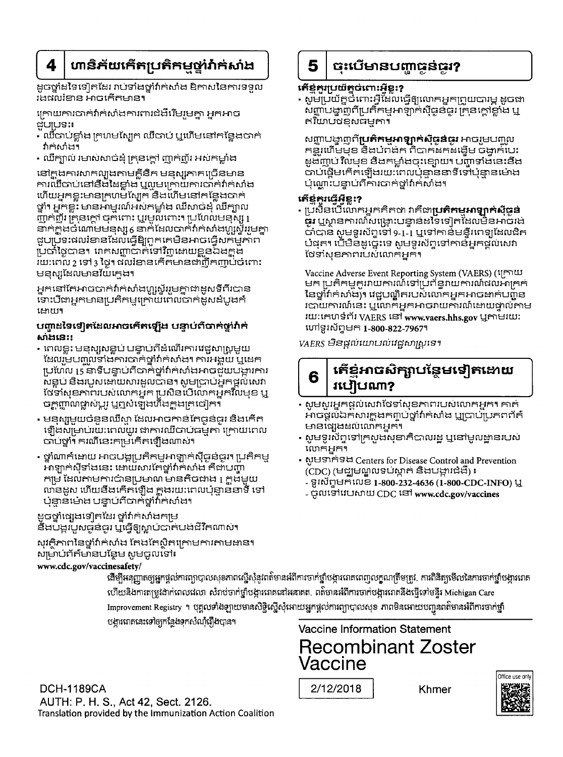## 4 ហានិភ័យកើតប្រតិកម្មថ្នាំវ៉ាក់សាំង

ដូចថ្នាំដទៃទៀតដែរ រាប់ទាំងថ្នាំវ៉ាក់សាំង ឱកាសនៃការទទួលរងផលរំខាន អាចកើតមាន។

ក្រោយការចាក់វ៉ាក់សាំងការពារជំងឺរើមរួមគ្នា អ្នកអាចជួបប្រទះ៖

- ឈឺចាប់ខ្លាំង ក្រហមស្បែក ឈឺចាប់ ឬហើមនៅកន្លែងចាក់វ៉ាក់សាំង។
- ឈឺក្បាល មោសាច់ដុំ គ្រុនក្តៅ ញាក់ញ័រ អស់កម្លាំង

នៅក្នុងការសាកល្បងតាមគ្លីនិក មនុស្សភាគច្រើនមានការឈឺចាប់នៅនឹងដៃខ្លាំង ឬល្មមក្រោយការចាក់វ៉ាក់សាំង ហើយអ្នកខ្លះមានក្រហមស្បែក និងហើមនៅកន្លែងចាក់ថ្នាំ។ អ្នកខ្លះ មានអារម្មណ៍អស់កម្លាំង ឈឺសាច់ដុំ ឈឺក្បាល ញាក់ញ័រ គ្រុនក្តៅ ចុកពោះ ឬមួលពោះ។ ប្រហែលមនុស្ស 1 នាក់ក្នុងចំណោមមនុស្ស 6 នាក់ដែលចាក់វ៉ាក់សាំងហ្ស៊ូស្ទ័ររួមគ្នា ជួបប្រទះផលរំខានដែលធ្វើឱ្យពួកគេមិនអាចធ្វើសកម្មភាពប្រចាំថ្ងៃបាន។ រោគសញ្ញាបាត់ទៅវិញដោយខ្លួនឯងក្នុងរយៈពេល 2 ទៅ 3 ថ្ងៃ។ ផលរំខានកើតមានជាញឹកញាប់ចំពោះមនុស្សដែលមានវ័យក្មេង។

អ្នកនៅតែអាចចាក់វ៉ាក់សាំងហ្ស៊ូស្ទ័ររួមគ្នាជាដូសទីពីរបាន ទោះបីជាអ្នកមានប្រតិកម្មក្រោយពេលចាក់ដូសដំបូងក៏ដោយ។

### បញ្ហាដទៃទៀតដែលអាចកើតឡើង បន្ទាប់ពីចាក់ថ្នាំវ៉ាក់សាំងនេះ៖

- ពេលខ្លះ មនុស្សសន្លប់ បន្ទាប់ពីដំណើរការវេជ្ជសាស្ត្រមួយ ដែលរួមបញ្ចូលទាំងការចាក់ថ្នាំវ៉ាក់សាំង។ ការអង្គុយ ឬដេកប្រហែល 15 នាទីបន្ទាប់ពីចាក់ថ្នាំវ៉ាក់សាំងអាចជួយបង្ការការសន្លប់ និងរបួសដោយសារដួលបាន។ សូមប្រាប់អ្នកផ្តល់សេវាថែទាំសុខភាពរបស់លោកអ្នក ប្រសិនបើលោកអ្នកវិលមុខ ឬចក្ខុញ្ញាណផ្លាស់ប្តូរ ឬឮសំឡេងហឹងក្នុងត្រចៀក។
- មនុស្សមួយចំនួនឈឺស្មា ដែលអាចកាន់តែធ្ងន់ធ្ងរ និងកើតឡើងសម្រាប់រយៈពេលយូរ ជាការឈឺចាប់ធម្មតា ក្រោយពេលចាក់ថ្នាំ។ ករណីនេះកម្រកើតឡើងណាស់។
- ថ្នាំណាក៏ដោយ អាចបង្កប្រតិកម្មអាឡាក់ស៊ីធ្ងន់ធ្ងរ។ ប្រតិកម្មអាឡាក់ស៊ីទាំងនេះ ដោយសារតែថ្នាំវ៉ាក់សាំង គឺជាបញ្ហាកម្រ ដែលតាមការប៉ាន់ប្រមាណ មានតិចជាង 1 ក្នុងមួយលានដូស ហើយនឹងកើតឡើង ក្នុងរយៈពេលប៉ុន្មាននាទី ទៅប៉ុន្មានម៉ោង បន្ទាប់ពីចាក់ថ្នាំវ៉ាក់សាំង។

ដូចថ្នាំផ្សេងទៀតដែរ ថ្នាំវ៉ាក់សាំងកម្រនឹងបង្ករបួសធ្ងន់ធ្ងរ ឬធ្វើឱ្យស្លាប់បាត់បង់ជីវិតណាស់។

សុវត្ថិភាពនៃថ្នាំវ៉ាក់សាំង តែងតែស្ថិតក្រោមការតាមដាន។ សម្រាប់ព័ត៌មានបន្ថែម សូមចូលទៅ៖
**www.cdc.gov/vaccinesafety/**

## 5 ចុះបើមានបញ្ហាធ្ងន់ធ្ងរ?

### តើខ្ញុំគួរប្រយ័ត្នចំពោះអ្វីខ្លះ?

- សូមប្រយ័ត្នចំពោះអ្វីដែលធ្វើឱ្យលោកអ្នកព្រួយបារម្ភ ដូចជាសញ្ញាបង្ហាញពីប្រតិកម្មអាឡាក់ស៊ីធ្ងន់ធ្ងរ គ្រុនក្តៅខ្លាំង ឬឥរិយាបថខុសធម្មតា។

សញ្ញាបង្ហាញពី**ប្រតិកម្មអាឡាក់ស៊ីធ្ងន់ធ្ងរ** អាចរួមបញ្ចូលកន្ទួលហើមមុខ និងបំពង់ក ពិបាកដកដង្ហើម ចង្វាក់បេះដូងញាប់ វិលមុខ និងកម្លាំងចុះខ្សោយ។ បញ្ហាទាំងនេះនឹងចាប់ផ្តើមកើតឡើងរយៈពេលប៉ុន្មាននាទីទៅប៉ុន្មានម៉ោង ប៉ុណ្ណោះបន្ទាប់ពីការចាក់ថ្នាំវ៉ាក់សាំង។

### តើខ្ញុំគួរធ្វើអ្វីខ្លះ?

- ប្រសិនបើលោកអ្នកគិតថា វាគឺជា**ប្រតិកម្មអាឡាក់ស៊ីធ្ងន់ធ្ងរ** ឬស្ថានការណ៍សង្គ្រោះបន្ទាន់ដទៃទៀតដែលមិនអាចរង់ចាំបាន សូមទូរស័ព្ទទៅ 9-1-1 ឬទៅកាន់មន្ទីរពេទ្យដែលជិតបំផុត។ បើមិនដូច្នេះទេ សូមទូរស័ព្ទទៅកាន់អ្នកផ្តល់សេវាថែទាំសុខភាពរបស់លោកអ្នក។

Vaccine Adverse Event Reporting System (VAERS) (ក្រោយមក ប្រតិកម្មគួររាយការណ៍ទៅប្រព័ន្ធរាយការណ៍ផលអាក្រក់នៃថ្នាំវ៉ាក់សាំង)។ វេជ្ជបណ្ឌិតរបស់លោកអ្នកអាចដាក់បញ្ជូនរបាយការណ៍នេះ ឬលោកអ្នកអាចរាយការណ៍ដោយផ្ទាល់តាមរយៈគេហទំព័រ VAERS នៅ **www.vaers.hhs.gov** ឬតាមរយៈលេខទូរស័ព្ទលេខ **1-800-822-7967**។

*VAERS មិនផ្តល់យោបល់វេជ្ជសាស្ត្រទេ។*

## 6 តើខ្ញុំអាចសិក្សាបន្ថែមទៀតដោយរបៀបណា?

- សូមសួរអ្នកផ្តល់សេវាថែទាំសុខភាពរបស់លោកអ្នក។ គាត់អាចផ្តល់ឯកសារក្នុងកញ្ចប់ថ្នាំវ៉ាក់សាំង ឬប្រាប់ប្រភពព័ត៌មានផ្សេងដល់លោកអ្នក។
- សូមទូរស័ព្ទទៅក្រសួងសុខាភិបាលរដ្ឋ ឬនៅមូលដ្ឋានរបស់លោកអ្នក។
- សូមទាក់ទង Centers for Disease Control and Prevention (CDC) (មជ្ឈមណ្ឌលទប់ស្កាត់ និងបង្ការជំងឺ)៖
  - ទូរស័ព្ទមកលេខ **1-800-232-4636 (1-800-CDC-INFO)** ឬ
  - ចូលទៅគេហទំព័រ CDC នៅ **www.cdc.gov/vaccines**

ដើម្បីអនុញ្ញាតឲ្យអ្នកផ្តល់ការព្យាបាលសុខភាពស្នើសុំនូវព័ត៌មានអំពីការចាក់ថ្នាំបង្ការរោគពេញលក្ខណៈត្រឹមត្រូវ, ការពិនិត្យមើលនៃការចាក់ថ្នាំបង្ការរោគ ហើយនិងការតម្រូវនៅពេលវេលា សំរាប់ចាក់ថ្នាំបង្ការរោគនៅអនាគត, ព័ត៌មានអំពីការចាក់បង្ការរោគនឹងផ្ញើទៅមន្ទីរ Michigan Care Improvement Registry ។ បុគ្គលទាំងឡាយមានសិទ្ធិស្នើសុំអោយអ្នកផ្តល់ការព្យាបាលសុខ ភាពមិនអោយបញ្ជូនព័ត៌មានអំពីការចាក់ថ្នាំបង្ការរោគនេះទៅឲ្យកន្លែងទុកសំណុំរឿងបាន។

Vaccine Information Statement

# Recombinant Zoster Vaccine

2/12/2018

Khmer

Office use only

DCH-1189CA
AUTH: P. H. S., Act 42, Sect. 2126.
Translation provided by the Immunization Action Coalition